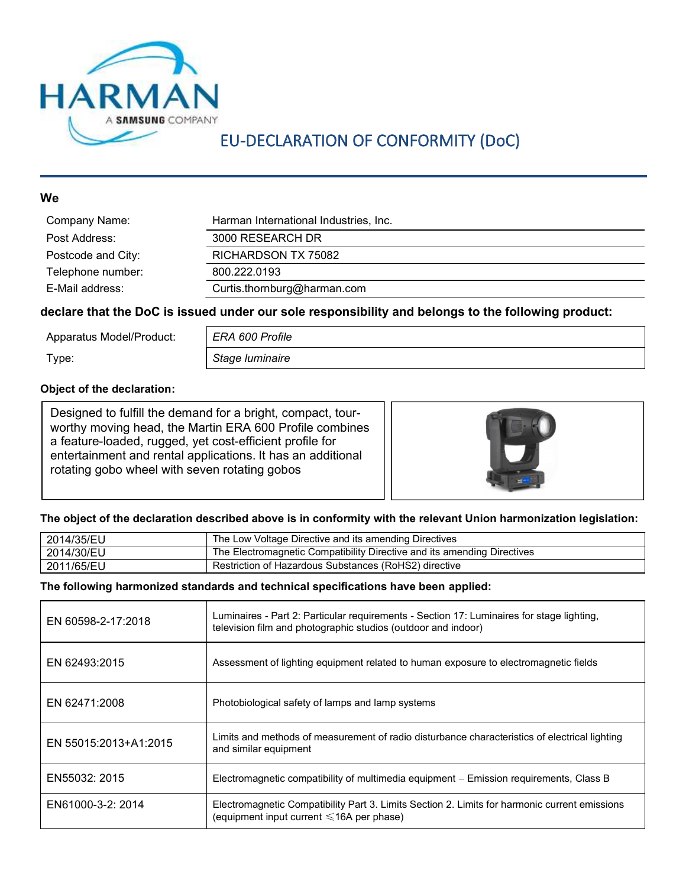HARMAN

A SAMSUNG COMPANY

# EU-DECLARATION OF CONFORMITY (DoC)

**We**

| | |
|---|---|
| Company Name: | Harman International Industries, Inc. |
| Post Address: | 3000 RESEARCH DR |
| Postcode and City: | RICHARDSON TX 75082 |
| Telephone number: | 800.222.0193 |
| E-Mail address: | Curtis.thornburg@harman.com |

**declare that the DoC is issued under our sole responsibility and belongs to the following product:**

| | |
|---|---|
| Apparatus Model/Product: | *ERA 600 Profile* |
| Type: | *Stage luminaire* |

**Object of the declaration:**

Designed to fulfill the demand for a bright, compact, tour-worthy moving head, the Martin ERA 600 Profile combines a feature-loaded, rugged, yet cost-efficient profile for entertainment and rental applications. It has an additional rotating gobo wheel with seven rotating gobos

**The object of the declaration described above is in conformity with the relevant Union harmonization legislation:**

| | |
|---|---|
| 2014/35/EU | The Low Voltage Directive and its amending Directives |
| 2014/30/EU | The Electromagnetic Compatibility Directive and its amending Directives |
| 2011/65/EU | Restriction of Hazardous Substances (RoHS2) directive |

**The following harmonized standards and technical specifications have been applied:**

| | |
|---|---|
| EN 60598-2-17:2018 | Luminaires - Part 2: Particular requirements - Section 17: Luminaires for stage lighting, television film and photographic studios (outdoor and indoor) |
| EN 62493:2015 | Assessment of lighting equipment related to human exposure to electromagnetic fields |
| EN 62471:2008 | Photobiological safety of lamps and lamp systems |
| EN 55015:2013+A1:2015 | Limits and methods of measurement of radio disturbance characteristics of electrical lighting and similar equipment |
| EN55032: 2015 | Electromagnetic compatibility of multimedia equipment – Emission requirements, Class B |
| EN61000-3-2: 2014 | Electromagnetic Compatibility Part 3. Limits Section 2. Limits for harmonic current emissions (equipment input current ≤16A per phase) |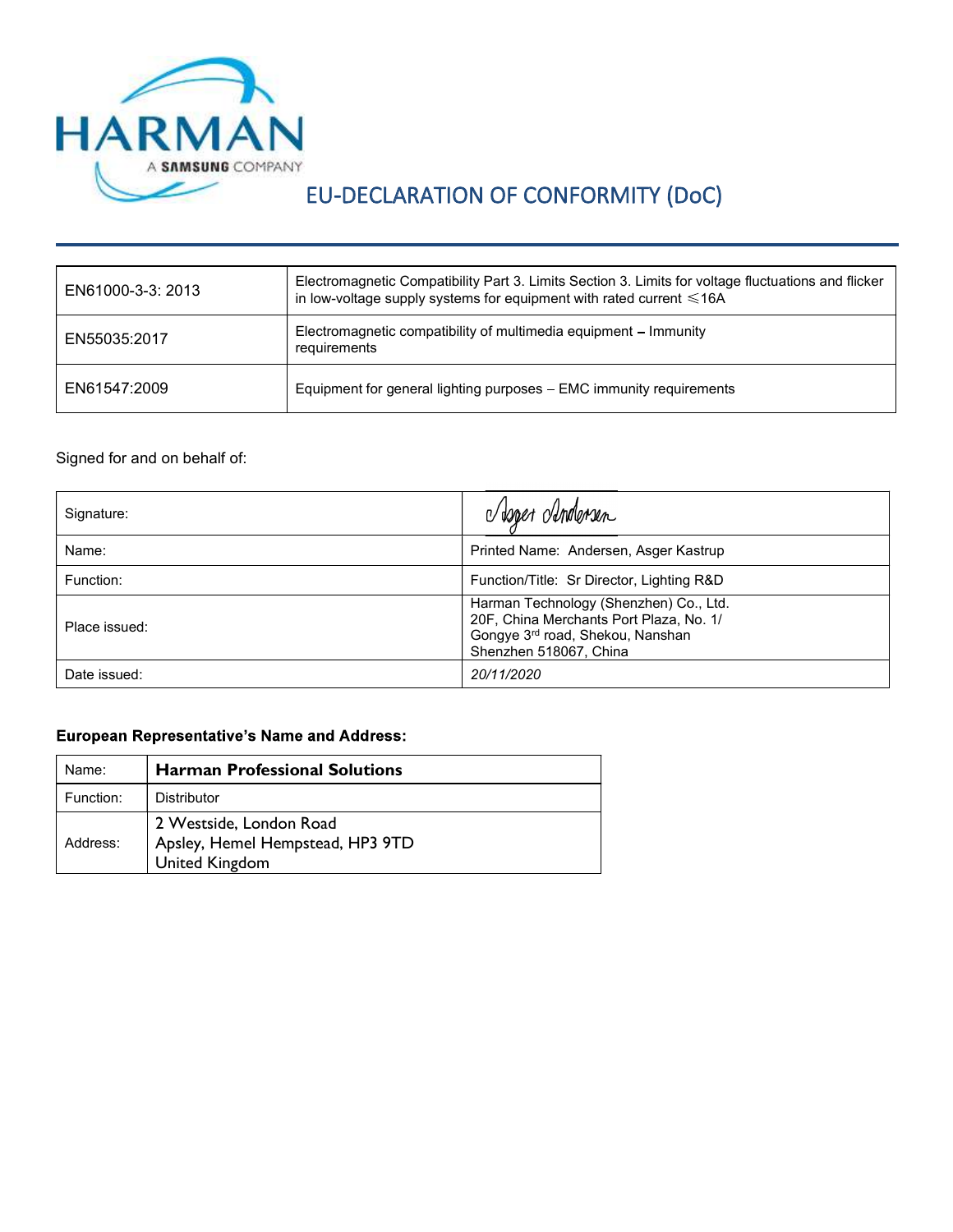# EU-DECLARATION OF CONFORMITY (DoC)

| | |
|---|---|
| EN61000-3-3: 2013 | Electromagnetic Compatibility Part 3. Limits Section 3. Limits for voltage fluctuations and flicker in low-voltage supply systems for equipment with rated current ≤16A |
| EN55035:2017 | Electromagnetic compatibility of multimedia equipment – Immunity requirements |
| EN61547:2009 | Equipment for general lighting purposes – EMC immunity requirements |

Signed for and on behalf of:

| | |
|---|---|
| Signature: | Asger Andersen |
| Name: | Printed Name: Andersen, Asger Kastrup |
| Function: | Function/Title: Sr Director, Lighting R&D |
| Place issued: | Harman Technology (Shenzhen) Co., Ltd.<br>20F, China Merchants Port Plaza, No. 1/<br>Gongye 3rd road, Shekou, Nanshan<br>Shenzhen 518067, China |
| Date issued: | *20/11/2020* |

**European Representative's Name and Address:**

| | |
|---|---|
| Name: | **Harman Professional Solutions** |
| Function: | Distributor |
| Address: | 2 Westside, London Road<br>Apsley, Hemel Hempstead, HP3 9TD<br>United Kingdom |